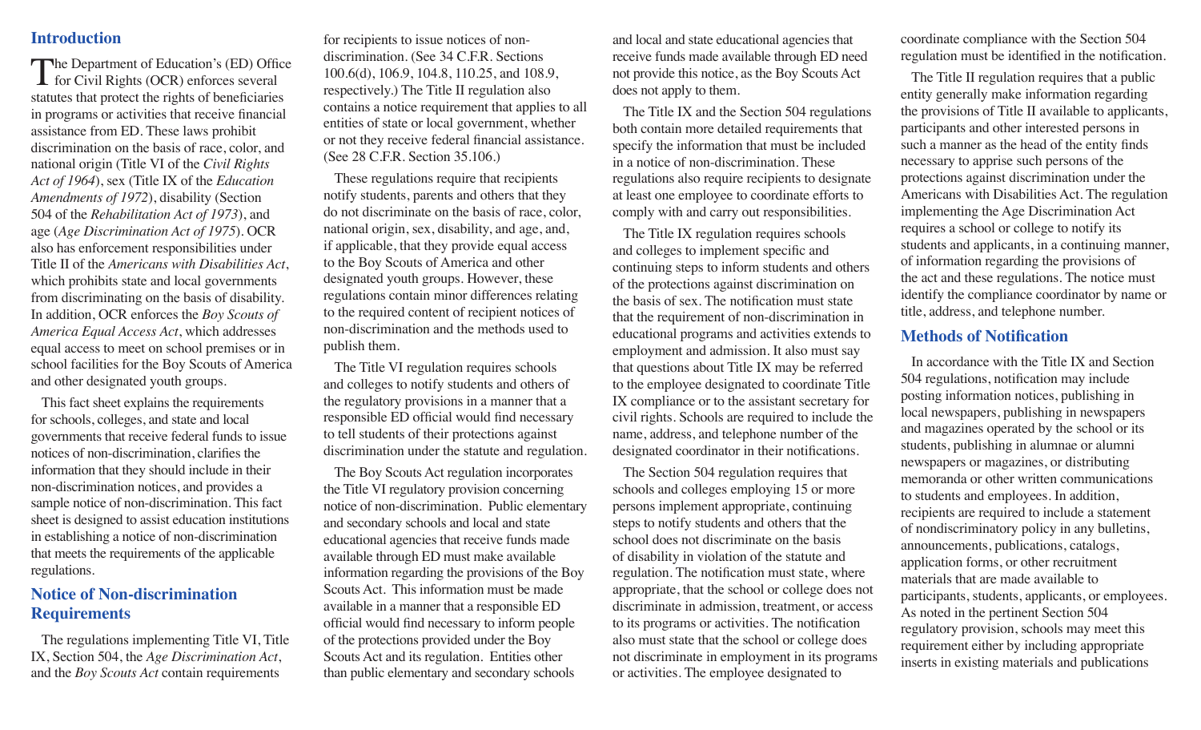## Introduction

The Department of Education's (ED) Office for Civil Rights (OCR) enforces several statutes that protect the rights of beneficiaries in programs or activities that receive financial assistance from ED. These laws prohibit discrimination on the basis of race, color, and national origin (Title VI of the *Civil Rights Act of 1964*), sex (Title IX of the *Education Amendments of 1972*), disability (Section 504 of the *Rehabilitation Act of 1973*), and age (*Age Discrimination Act of 1975*). OCR also has enforcement responsibilities under Title II of the *Americans with Disabilities Act*, which prohibits state and local governments from discriminating on the basis of disability. In addition, OCR enforces the *Boy Scouts of America Equal Access Act*, which addresses equal access to meet on school premises or in school facilities for the Boy Scouts of America and other designated youth groups.

This fact sheet explains the requirements for schools, colleges, and state and local governments that receive federal funds to issue notices of non-discrimination, clarifies the information that they should include in their non-discrimination notices, and provides a sample notice of non-discrimination. This fact sheet is designed to assist education institutions in establishing a notice of non-discrimination that meets the requirements of the applicable regulations.

## Notice of Non-discrimination Requirements

The regulations implementing Title VI, Title IX, Section 504, the *Age Discrimination Act*, and the *Boy Scouts Act* contain requirements for recipients to issue notices of non-discrimination. (See 34 C.F.R. Sections 100.6(d), 106.9, 104.8, 110.25, and 108.9, respectively.) The Title II regulation also contains a notice requirement that applies to all entities of state or local government, whether or not they receive federal financial assistance. (See 28 C.F.R. Section 35.106.)

These regulations require that recipients notify students, parents and others that they do not discriminate on the basis of race, color, national origin, sex, disability, and age, and, if applicable, that they provide equal access to the Boy Scouts of America and other designated youth groups. However, these regulations contain minor differences relating to the required content of recipient notices of non-discrimination and the methods used to publish them.

The Title VI regulation requires schools and colleges to notify students and others of the regulatory provisions in a manner that a responsible ED official would find necessary to tell students of their protections against discrimination under the statute and regulation.

The Boy Scouts Act regulation incorporates the Title VI regulatory provision concerning notice of non-discrimination. Public elementary and secondary schools and local and state educational agencies that receive funds made available through ED must make available information regarding the provisions of the Boy Scouts Act. This information must be made available in a manner that a responsible ED official would find necessary to inform people of the protections provided under the Boy Scouts Act and its regulation. Entities other than public elementary and secondary schools and local and state educational agencies that receive funds made available through ED need not provide this notice, as the Boy Scouts Act does not apply to them.

The Title IX and the Section 504 regulations both contain more detailed requirements that specify the information that must be included in a notice of non-discrimination. These regulations also require recipients to designate at least one employee to coordinate efforts to comply with and carry out responsibilities.

The Title IX regulation requires schools and colleges to implement specific and continuing steps to inform students and others of the protections against discrimination on the basis of sex. The notification must state that the requirement of non-discrimination in educational programs and activities extends to employment and admission. It also must say that questions about Title IX may be referred to the employee designated to coordinate Title IX compliance or to the assistant secretary for civil rights. Schools are required to include the name, address, and telephone number of the designated coordinator in their notifications.

The Section 504 regulation requires that schools and colleges employing 15 or more persons implement appropriate, continuing steps to notify students and others that the school does not discriminate on the basis of disability in violation of the statute and regulation. The notification must state, where appropriate, that the school or college does not discriminate in admission, treatment, or access to its programs or activities. The notification also must state that the school or college does not discriminate in employment in its programs or activities. The employee designated to coordinate compliance with the Section 504 regulation must be identified in the notification.

The Title II regulation requires that a public entity generally make information regarding the provisions of Title II available to applicants, participants and other interested persons in such a manner as the head of the entity finds necessary to apprise such persons of the protections against discrimination under the Americans with Disabilities Act. The regulation implementing the Age Discrimination Act requires a school or college to notify its students and applicants, in a continuing manner, of information regarding the provisions of the act and these regulations. The notice must identify the compliance coordinator by name or title, address, and telephone number.

## Methods of Notification

In accordance with the Title IX and Section 504 regulations, notification may include posting information notices, publishing in local newspapers, publishing in newspapers and magazines operated by the school or its students, publishing in alumnae or alumni newspapers or magazines, or distributing memoranda or other written communications to students and employees. In addition, recipients are required to include a statement of nondiscriminatory policy in any bulletins, announcements, publications, catalogs, application forms, or other recruitment materials that are made available to participants, students, applicants, or employees. As noted in the pertinent Section 504 regulatory provision, schools may meet this requirement either by including appropriate inserts in existing materials and publications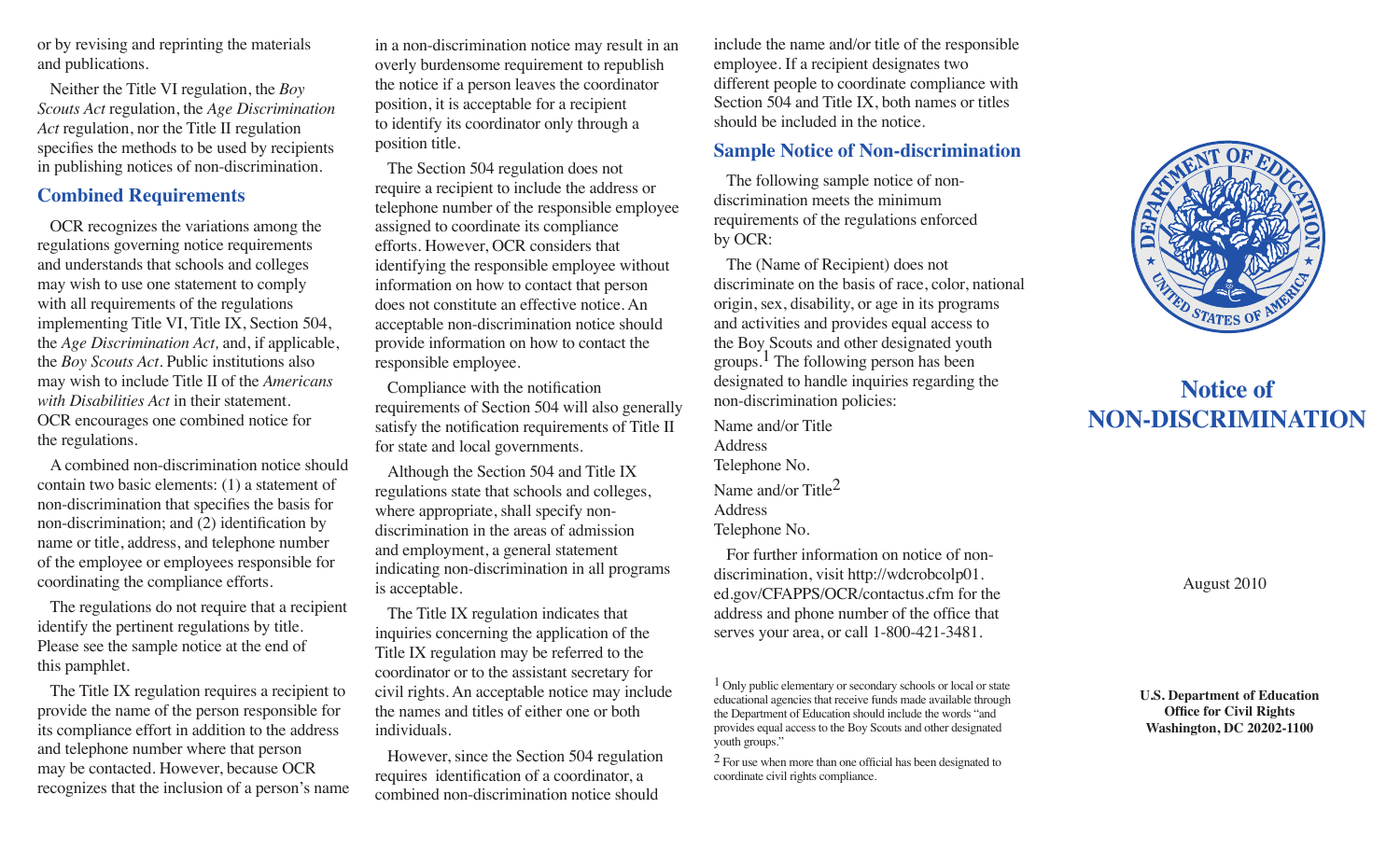or by revising and reprinting the materials and publications.

Neither the Title VI regulation, the *Boy Scouts Act* regulation, the *Age Discrimination Act* regulation, nor the Title II regulation specifies the methods to be used by recipients in publishing notices of non-discrimination.

## Combined Requirements

OCR recognizes the variations among the regulations governing notice requirements and understands that schools and colleges may wish to use one statement to comply with all requirements of the regulations implementing Title VI, Title IX, Section 504, the *Age Discrimination Act,* and, if applicable, the *Boy Scouts Act*. Public institutions also may wish to include Title II of the *Americans with Disabilities Act* in their statement. OCR encourages one combined notice for the regulations.

A combined non-discrimination notice should contain two basic elements: (1) a statement of non-discrimination that specifies the basis for non-discrimination; and (2) identification by name or title, address, and telephone number of the employee or employees responsible for coordinating the compliance efforts.

The regulations do not require that a recipient identify the pertinent regulations by title. Please see the sample notice at the end of this pamphlet.

The Title IX regulation requires a recipient to provide the name of the person responsible for its compliance effort in addition to the address and telephone number where that person may be contacted. However, because OCR recognizes that the inclusion of a person's name in a non-discrimination notice may result in an overly burdensome requirement to republish the notice if a person leaves the coordinator position, it is acceptable for a recipient to identify its coordinator only through a position title.

The Section 504 regulation does not require a recipient to include the address or telephone number of the responsible employee assigned to coordinate its compliance efforts. However, OCR considers that identifying the responsible employee without information on how to contact that person does not constitute an effective notice. An acceptable non-discrimination notice should provide information on how to contact the responsible employee.

Compliance with the notification requirements of Section 504 will also generally satisfy the notification requirements of Title II for state and local governments.

Although the Section 504 and Title IX regulations state that schools and colleges, where appropriate, shall specify non-discrimination in the areas of admission and employment, a general statement indicating non-discrimination in all programs is acceptable.

The Title IX regulation indicates that inquiries concerning the application of the Title IX regulation may be referred to the coordinator or to the assistant secretary for civil rights. An acceptable notice may include the names and titles of either one or both individuals.

However, since the Section 504 regulation requires identification of a coordinator, a combined non-discrimination notice should include the name and/or title of the responsible employee. If a recipient designates two different people to coordinate compliance with Section 504 and Title IX, both names or titles should be included in the notice.

## Sample Notice of Non-discrimination

The following sample notice of non-discrimination meets the minimum requirements of the regulations enforced by OCR:

The (Name of Recipient) does not discriminate on the basis of race, color, national origin, sex, disability, or age in its programs and activities and provides equal access to the Boy Scouts and other designated youth groups.[1] The following person has been designated to handle inquiries regarding the non-discrimination policies:

Name and/or Title
Address
Telephone No.

Name and/or Title[2]
Address
Telephone No.

For further information on notice of non-discrimination, visit http://wdcrobcolp01.ed.gov/CFAPPS/OCR/contactus.cfm for the address and phone number of the office that serves your area, or call 1-800-421-3481.

[1] Only public elementary or secondary schools or local or state educational agencies that receive funds made available through the Department of Education should include the words "and provides equal access to the Boy Scouts and other designated youth groups."

[2] For use when more than one official has been designated to coordinate civil rights compliance.

# Notice of NON-DISCRIMINATION

August 2010

**U.S. Department of Education**
**Office for Civil Rights**
**Washington, DC 20202-1100**